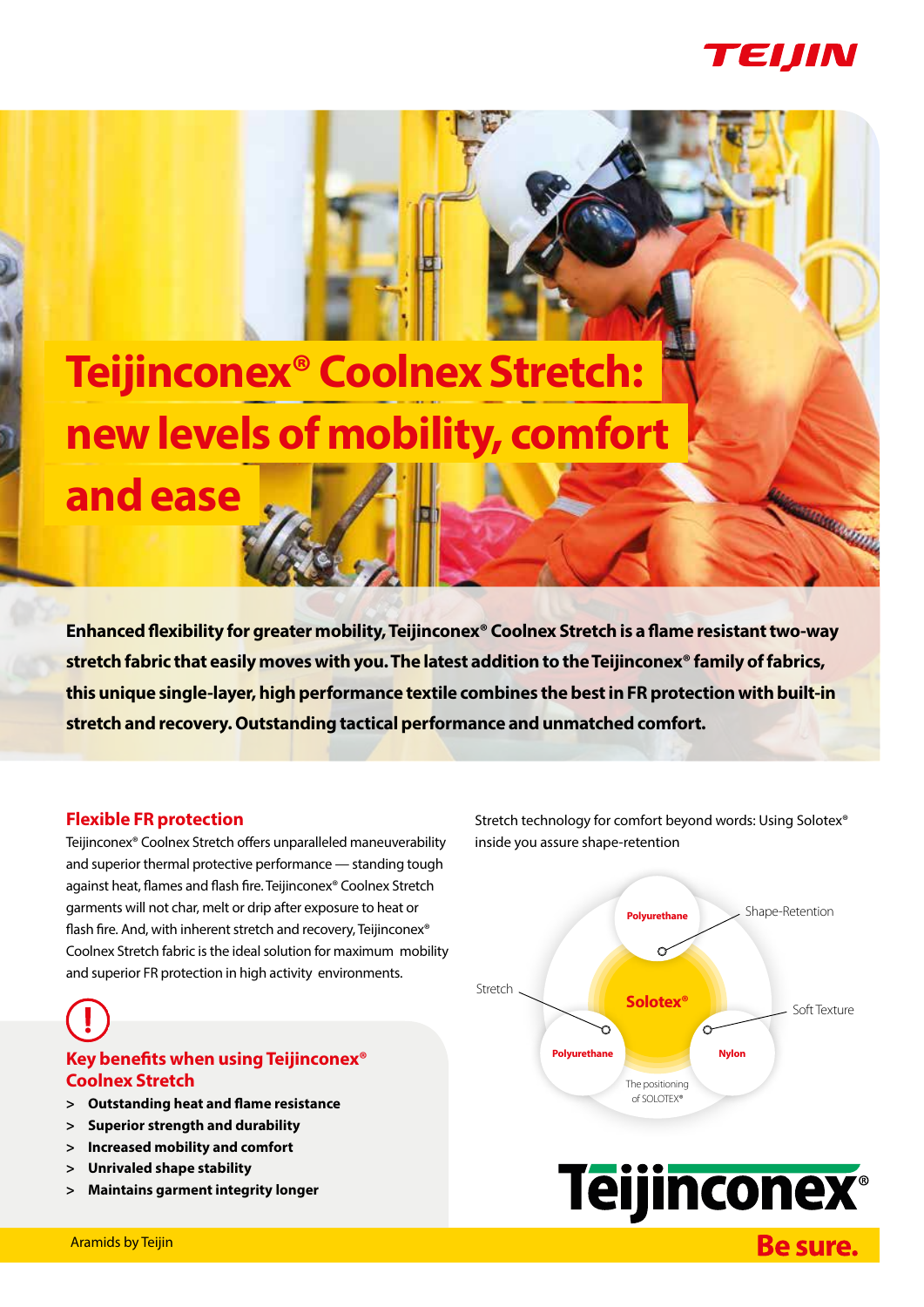# Teijinconex® Coolnex Stretch: new levels of mobility, comfort and ease

**Enhanced flexibility for greater mobility, Teijinconex® Coolnex Stretch is a flame resistant two-way stretch fabric that easily moves with you. The latest addition to the Teijinconex® family of fabrics, this unique single-layer, high performance textile combines the best in FR protection with built-in stretch and recovery. Outstanding tactical performance and unmatched comfort.**

## Flexible FR protection

Teijinconex® Coolnex Stretch offers unparalleled maneuverability and superior thermal protective performance — standing tough against heat, flames and flash fire. Teijinconex® Coolnex Stretch garments will not char, melt or drip after exposure to heat or flash fire. And, with inherent stretch and recovery, Teijinconex® Coolnex Stretch fabric is the ideal solution for maximum mobility and superior FR protection in high activity environments.

## Key benefits when using Teijinconex® Coolnex Stretch

- **Outstanding heat and flame resistance**
- **Superior strength and durability**
- **Increased mobility and comfort**
- **Unrivaled shape stability**
- **Maintains garment integrity longer**

Stretch technology for comfort beyond words: Using Solotex® inside you assure shape-retention

Solotex® — Polyurethane (Shape-Retention); Polyurethane (Stretch); Nylon (Soft Texture)

The positioning of SOLOTEX®

Teijinconex®

Aramids by Teijin

Be sure.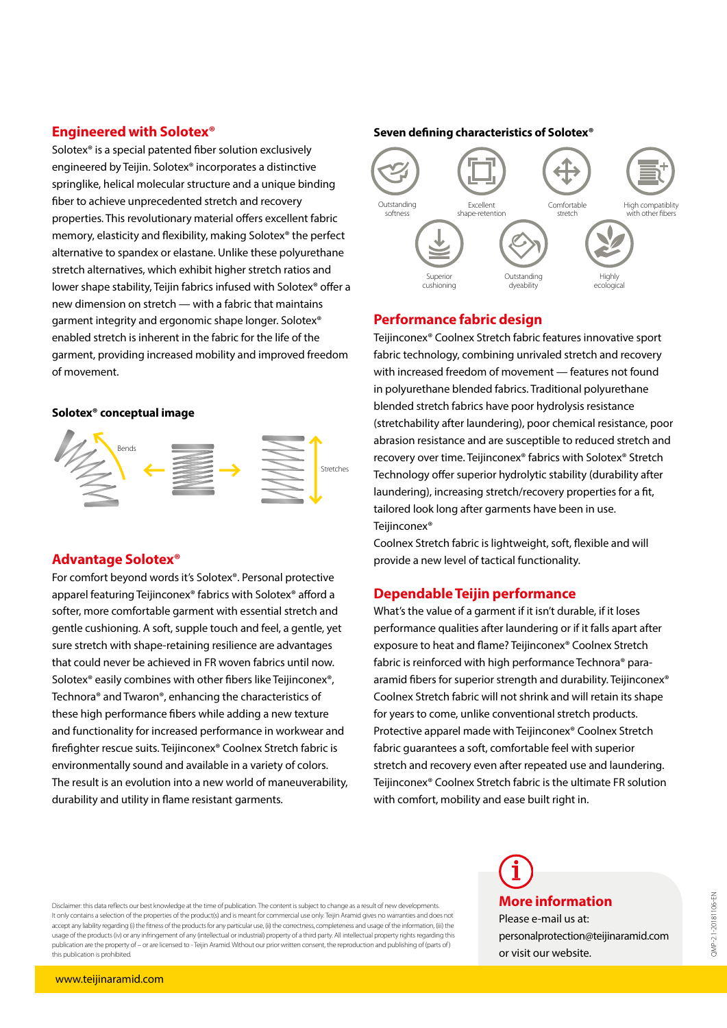## Engineered with Solotex®

Solotex® is a special patented fiber solution exclusively engineered by Teijin. Solotex® incorporates a distinctive springlike, helical molecular structure and a unique binding fiber to achieve unprecedented stretch and recovery properties. This revolutionary material offers excellent fabric memory, elasticity and flexibility, making Solotex® the perfect alternative to spandex or elastane. Unlike these polyurethane stretch alternatives, which exhibit higher stretch ratios and lower shape stability, Teijin fabrics infused with Solotex® offer a new dimension on stretch — with a fabric that maintains garment integrity and ergonomic shape longer. Solotex® enabled stretch is inherent in the fabric for the life of the garment, providing increased mobility and improved freedom of movement.

**Solotex® conceptual image**

Bends

Stretches

## Advantage Solotex®

For comfort beyond words it's Solotex®. Personal protective apparel featuring Teijinconex® fabrics with Solotex® afford a softer, more comfortable garment with essential stretch and gentle cushioning. A soft, supple touch and feel, a gentle, yet sure stretch with shape-retaining resilience are advantages that could never be achieved in FR woven fabrics until now. Solotex® easily combines with other fibers like Teijinconex®, Technora® and Twaron®, enhancing the characteristics of these high performance fibers while adding a new texture and functionality for increased performance in workwear and firefighter rescue suits. Teijinconex® Coolnex Stretch fabric is environmentally sound and available in a variety of colors. The result is an evolution into a new world of maneuverability, durability and utility in flame resistant garments.

**Seven defining characteristics of Solotex®**

Outstanding softness

Excellent shape-retention

Comfortable stretch

High compatiblity with other fibers

Superior cushioning

Outstanding dyeability

Highly ecological

## Performance fabric design

Teijinconex® Coolnex Stretch fabric features innovative sport fabric technology, combining unrivaled stretch and recovery with increased freedom of movement — features not found in polyurethane blended fabrics. Traditional polyurethane blended stretch fabrics have poor hydrolysis resistance (stretchability after laundering), poor chemical resistance, poor abrasion resistance and are susceptible to reduced stretch and recovery over time. Teijinconex® fabrics with Solotex® Stretch Technology offer superior hydrolytic stability (durability after laundering), increasing stretch/recovery properties for a fit, tailored look long after garments have been in use. Teijinconex®
Coolnex Stretch fabric is lightweight, soft, flexible and will provide a new level of tactical functionality.

## Dependable Teijin performance

What's the value of a garment if it isn't durable, if it loses performance qualities after laundering or if it falls apart after exposure to heat and flame? Teijinconex® Coolnex Stretch fabric is reinforced with high performance Technora® para-aramid fibers for superior strength and durability. Teijinconex® Coolnex Stretch fabric will not shrink and will retain its shape for years to come, unlike conventional stretch products. Protective apparel made with Teijinconex® Coolnex Stretch fabric guarantees a soft, comfortable feel with superior stretch and recovery even after repeated use and laundering. Teijinconex® Coolnex Stretch fabric is the ultimate FR solution with comfort, mobility and ease built right in.

Disclaimer: this data reflects our best knowledge at the time of publication. The content is subject to change as a result of new developments. It only contains a selection of the properties of the product(s) and is meant for commercial use only. Teijin Aramid gives no warranties and does not accept any liability regarding (i) the fitness of the products for any particular use, (ii) the correctness, completeness and usage of the information, (iii) the usage of the products (iv) or any infringement of any (intellectual or industrial) property of a third party. All intellectual property rights regarding this publication are the property of – or are licensed to - Teijin Aramid. Without our prior written consent, the reproduction and publishing of (parts of) this publication is prohibited.

## More information

Please e-mail us at:
personalprotection@teijinaramid.com
or visit our website.

QMP-2-1-20181106-EN

www.teijinaramid.com